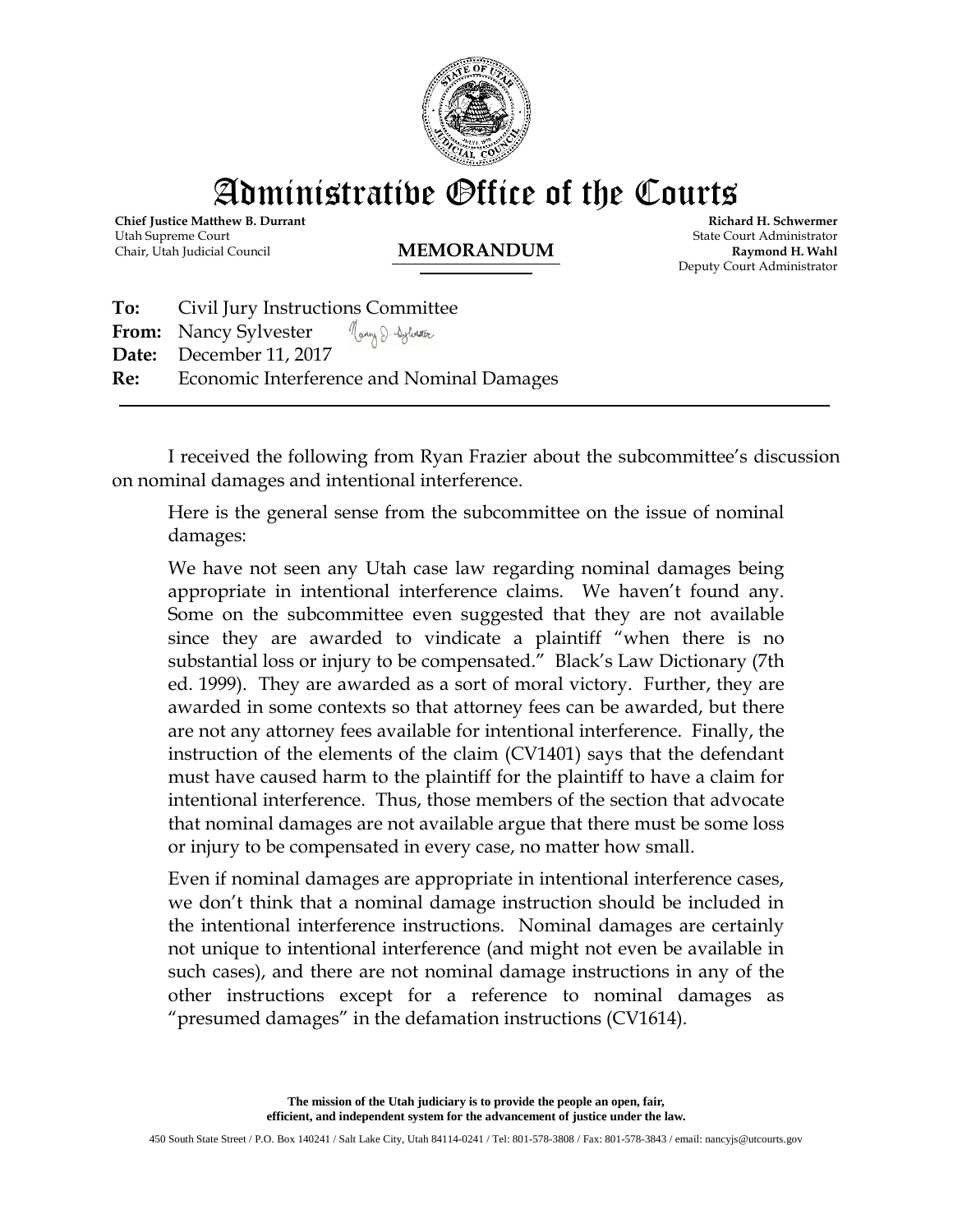# Administrative Office of the Courts

**Chief Justice Matthew B. Durrant**
Utah Supreme Court
Chair, Utah Judicial Council

**MEMORANDUM**

**Richard H. Schwermer**
State Court Administrator
**Raymond H. Wahl**
Deputy Court Administrator

**To:** Civil Jury Instructions Committee
**From:** Nancy Sylvester
**Date:** December 11, 2017
**Re:** Economic Interference and Nominal Damages

---

I received the following from Ryan Frazier about the subcommittee's discussion on nominal damages and intentional interference.

> Here is the general sense from the subcommittee on the issue of nominal damages:
>
> We have not seen any Utah case law regarding nominal damages being appropriate in intentional interference claims. We haven't found any. Some on the subcommittee even suggested that they are not available since they are awarded to vindicate a plaintiff "when there is no substantial loss or injury to be compensated." Black's Law Dictionary (7th ed. 1999). They are awarded as a sort of moral victory. Further, they are awarded in some contexts so that attorney fees can be awarded, but there are not any attorney fees available for intentional interference. Finally, the instruction of the elements of the claim (CV1401) says that the defendant must have caused harm to the plaintiff for the plaintiff to have a claim for intentional interference. Thus, those members of the section that advocate that nominal damages are not available argue that there must be some loss or injury to be compensated in every case, no matter how small.
>
> Even if nominal damages are appropriate in intentional interference cases, we don't think that a nominal damage instruction should be included in the intentional interference instructions. Nominal damages are certainly not unique to intentional interference (and might not even be available in such cases), and there are not nominal damage instructions in any of the other instructions except for a reference to nominal damages as "presumed damages" in the defamation instructions (CV1614).

**The mission of the Utah judiciary is to provide the people an open, fair, efficient, and independent system for the advancement of justice under the law.**

450 South State Street / P.O. Box 140241 / Salt Lake City, Utah 84114-0241 / Tel: 801-578-3808 / Fax: 801-578-3843 / email: nancyjs@utcourts.gov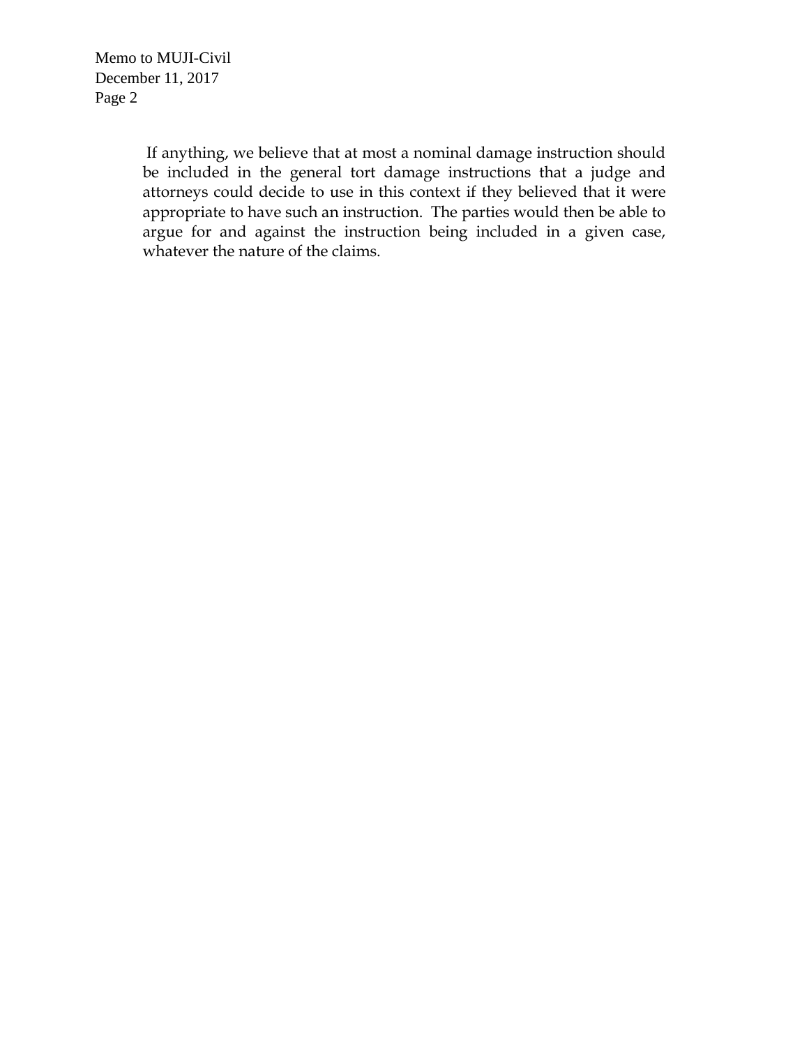If anything, we believe that at most a nominal damage instruction should be included in the general tort damage instructions that a judge and attorneys could decide to use in this context if they believed that it were appropriate to have such an instruction. The parties would then be able to argue for and against the instruction being included in a given case, whatever the nature of the claims.